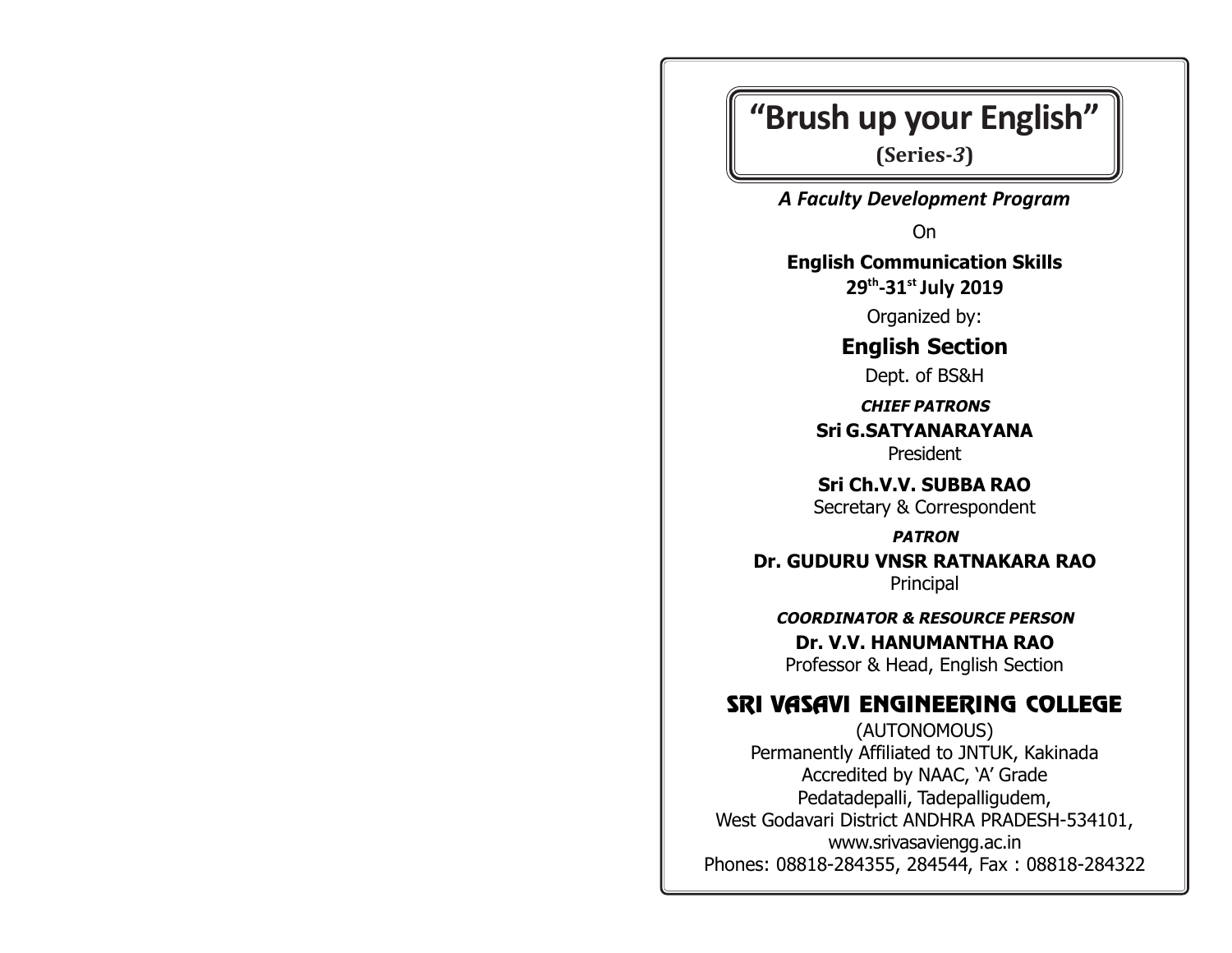# "Brush up your English"

**(Series-*3*)**

***A Faculty Development Program***

On

**English Communication Skills**

**29th-31st July 2019**

Organized by:

## English Section

Dept. of BS&H

***CHIEF PATRONS***

**Sri G.SATYANARAYANA**

President

**Sri Ch.V.V. SUBBA RAO**

Secretary & Correspondent

***PATRON***

**Dr. GUDURU VNSR RATNAKARA RAO**

Principal

***COORDINATOR & RESOURCE PERSON***

**Dr. V.V. HANUMANTHA RAO**

Professor & Head, English Section

## SRI VASAVI ENGINEERING COLLEGE

(AUTONOMOUS)

Permanently Affiliated to JNTUK, Kakinada

Accredited by NAAC, 'A' Grade

Pedatadepalli, Tadepalligudem,

West Godavari District ANDHRA PRADESH-534101,

www.srivasaviengg.ac.in

Phones: 08818-284355, 284544, Fax : 08818-284322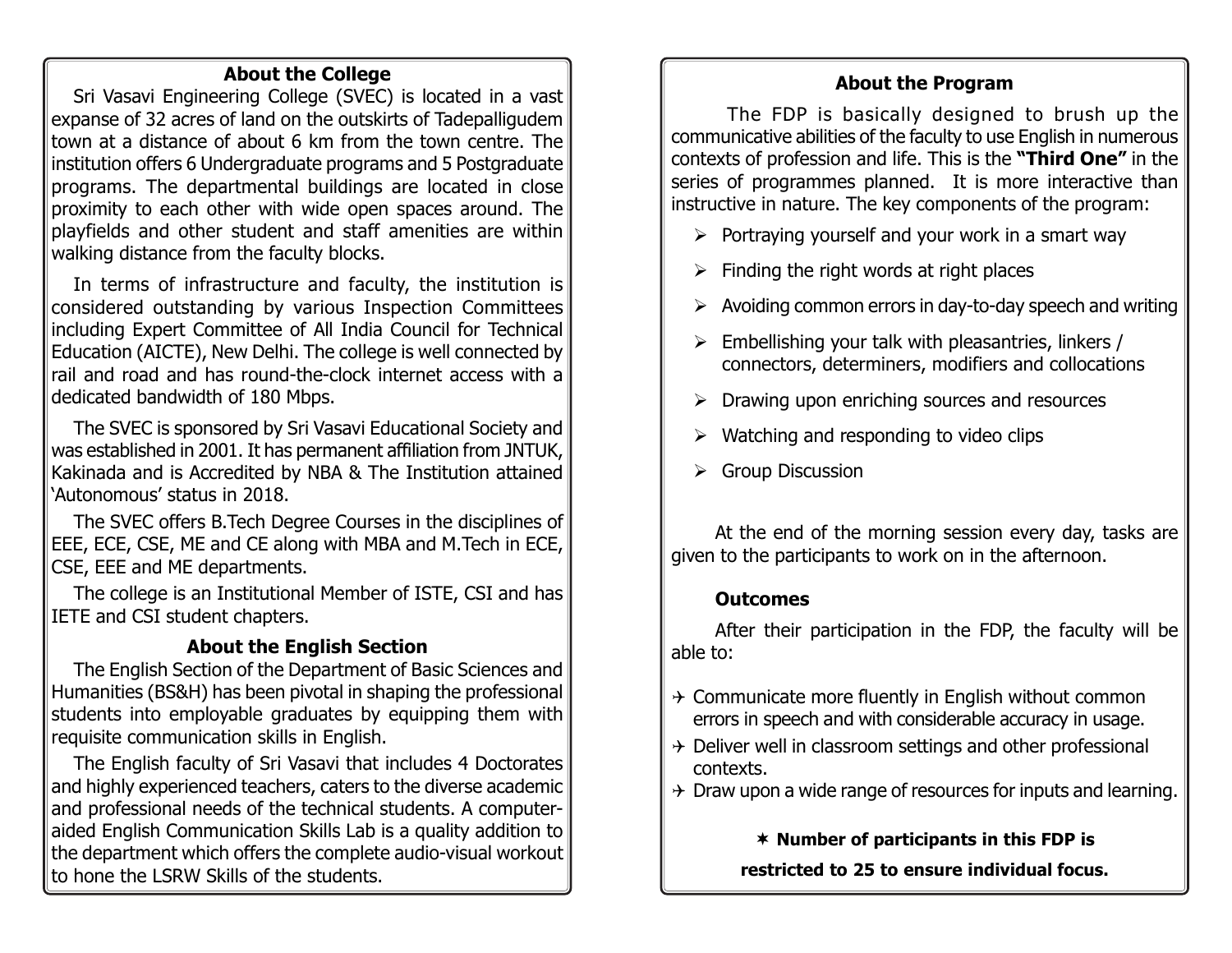## About the College

Sri Vasavi Engineering College (SVEC) is located in a vast expanse of 32 acres of land on the outskirts of Tadepalligudem town at a distance of about 6 km from the town centre. The institution offers 6 Undergraduate programs and 5 Postgraduate programs. The departmental buildings are located in close proximity to each other with wide open spaces around. The playfields and other student and staff amenities are within walking distance from the faculty blocks.

In terms of infrastructure and faculty, the institution is considered outstanding by various Inspection Committees including Expert Committee of All India Council for Technical Education (AICTE), New Delhi. The college is well connected by rail and road and has round-the-clock internet access with a dedicated bandwidth of 180 Mbps.

The SVEC is sponsored by Sri Vasavi Educational Society and was established in 2001. It has permanent affiliation from JNTUK, Kakinada and is Accredited by NBA & The Institution attained 'Autonomous' status in 2018.

The SVEC offers B.Tech Degree Courses in the disciplines of EEE, ECE, CSE, ME and CE along with MBA and M.Tech in ECE, CSE, EEE and ME departments.

The college is an Institutional Member of ISTE, CSI and has IETE and CSI student chapters.

## About the English Section

The English Section of the Department of Basic Sciences and Humanities (BS&H) has been pivotal in shaping the professional students into employable graduates by equipping them with requisite communication skills in English.

The English faculty of Sri Vasavi that includes 4 Doctorates and highly experienced teachers, caters to the diverse academic and professional needs of the technical students. A computer-aided English Communication Skills Lab is a quality addition to the department which offers the complete audio-visual workout to hone the LSRW Skills of the students.

## About the Program

The FDP is basically designed to brush up the communicative abilities of the faculty to use English in numerous contexts of profession and life. This is the **"Third One"** in the series of programmes planned. It is more interactive than instructive in nature. The key components of the program:

- Portraying yourself and your work in a smart way
- Finding the right words at right places
- Avoiding common errors in day-to-day speech and writing
- Embellishing your talk with pleasantries, linkers / connectors, determiners, modifiers and collocations
- Drawing upon enriching sources and resources
- Watching and responding to video clips
- Group Discussion

At the end of the morning session every day, tasks are given to the participants to work on in the afternoon.

### Outcomes

After their participation in the FDP, the faculty will be able to:

- Communicate more fluently in English without common errors in speech and with considerable accuracy in usage.
- Deliver well in classroom settings and other professional contexts.
- Draw upon a wide range of resources for inputs and learning.

**✶ Number of participants in this FDP is restricted to 25 to ensure individual focus.**